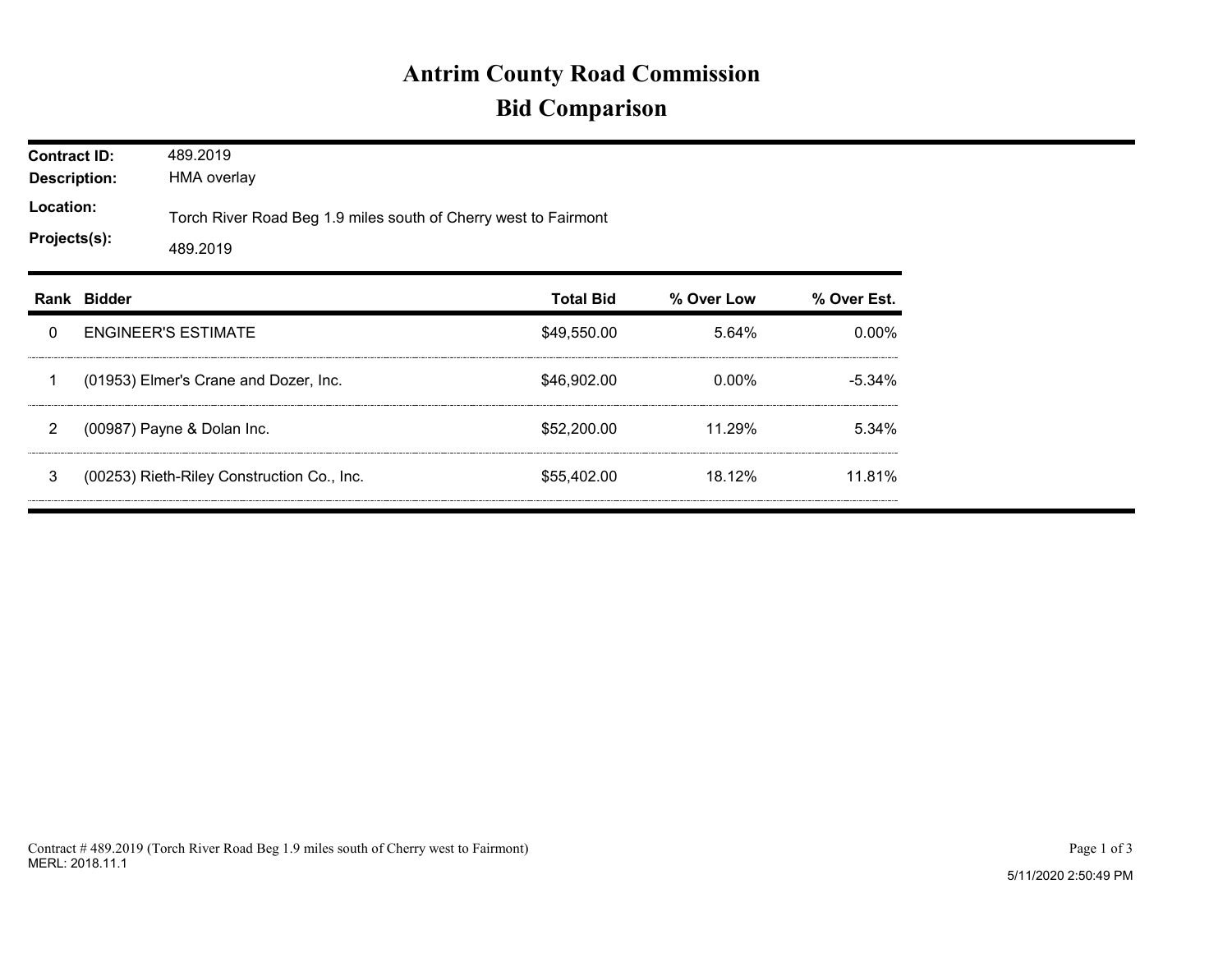# Antrim County Road Commission

## Bid Comparison

**Contract ID:** 489.2019

**Description:** HMA overlay

**Location:** Torch River Road Beg 1.9 miles south of Cherry west to Fairmont

**Projects(s):** 489.2019

| Rank | Bidder | Total Bid | % Over Low | % Over Est. |
|---|---|---|---|---|
| 0 | ENGINEER'S ESTIMATE | $49,550.00 | 5.64% | 0.00% |
| 1 | (01953) Elmer's Crane and Dozer, Inc. | $46,902.00 | 0.00% | -5.34% |
| 2 | (00987) Payne & Dolan Inc. | $52,200.00 | 11.29% | 5.34% |
| 3 | (00253) Rieth-Riley Construction Co., Inc. | $55,402.00 | 18.12% | 11.81% |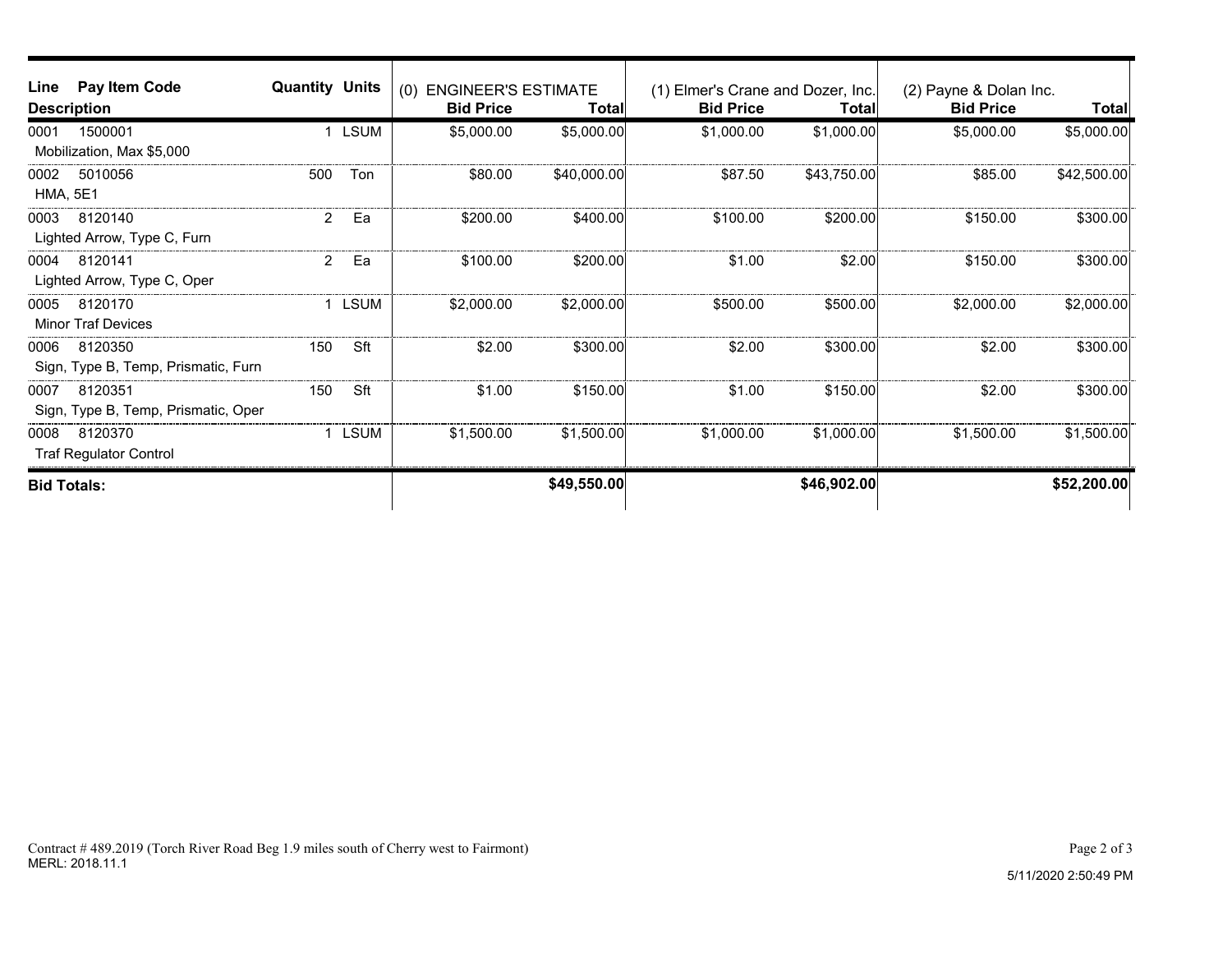| Line | Pay Item Code / Description | Quantity | Units | (0) ENGINEER'S ESTIMATE Bid Price | Total | (1) Elmer's Crane and Dozer, Inc. Bid Price | Total | (2) Payne & Dolan Inc. Bid Price | Total |
|---|---|---|---|---|---|---|---|---|---|
| 0001 | 1500001 Mobilization, Max $5,000 | 1 | LSUM | $5,000.00 | $5,000.00 | $1,000.00 | $1,000.00 | $5,000.00 | $5,000.00 |
| 0002 | 5010056 HMA, 5E1 | 500 | Ton | $80.00 | $40,000.00 | $87.50 | $43,750.00 | $85.00 | $42,500.00 |
| 0003 | 8120140 Lighted Arrow, Type C, Furn | 2 | Ea | $200.00 | $400.00 | $100.00 | $200.00 | $150.00 | $300.00 |
| 0004 | 8120141 Lighted Arrow, Type C, Oper | 2 | Ea | $100.00 | $200.00 | $1.00 | $2.00 | $150.00 | $300.00 |
| 0005 | 8120170 Minor Traf Devices | 1 | LSUM | $2,000.00 | $2,000.00 | $500.00 | $500.00 | $2,000.00 | $2,000.00 |
| 0006 | 8120350 Sign, Type B, Temp, Prismatic, Furn | 150 | Sft | $2.00 | $300.00 | $2.00 | $300.00 | $2.00 | $300.00 |
| 0007 | 8120351 Sign, Type B, Temp, Prismatic, Oper | 150 | Sft | $1.00 | $150.00 | $1.00 | $150.00 | $2.00 | $300.00 |
| 0008 | 8120370 Traf Regulator Control | 1 | LSUM | $1,500.00 | $1,500.00 | $1,000.00 | $1,000.00 | $1,500.00 | $1,500.00 |
| **Bid Totals:** | | | | | **$49,550.00** | | **$46,902.00** | | **$52,200.00** |

Contract # 489.2019 (Torch River Road Beg 1.9 miles south of Cherry west to Fairmont)
MERL: 2018.11.1

5/11/2020 2:50:49 PM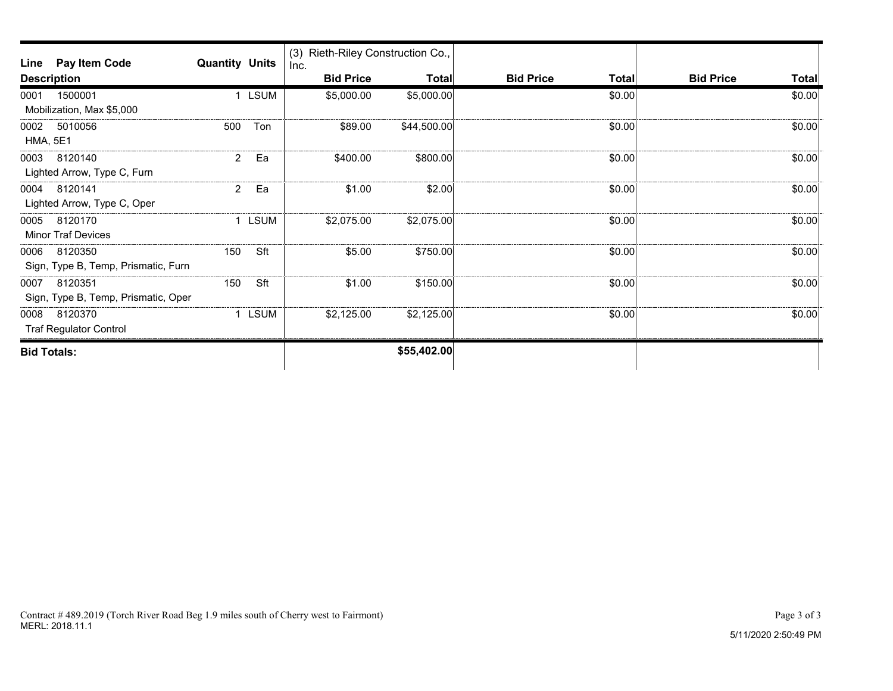| Line Pay Item Code Description | Quantity | Units | (3) Rieth-Riley Construction Co., Inc. Bid Price | Total | Bid Price | Total | Bid Price | Total |
|---|---|---|---|---|---|---|---|---|
| 0001 1500001 Mobilization, Max $5,000 | 1 | LSUM | $5,000.00 | $5,000.00 | | $0.00 | | $0.00 |
| 0002 5010056 HMA, 5E1 | 500 | Ton | $89.00 | $44,500.00 | | $0.00 | | $0.00 |
| 0003 8120140 Lighted Arrow, Type C, Furn | 2 | Ea | $400.00 | $800.00 | | $0.00 | | $0.00 |
| 0004 8120141 Lighted Arrow, Type C, Oper | 2 | Ea | $1.00 | $2.00 | | $0.00 | | $0.00 |
| 0005 8120170 Minor Traf Devices | 1 | LSUM | $2,075.00 | $2,075.00 | | $0.00 | | $0.00 |
| 0006 8120350 Sign, Type B, Temp, Prismatic, Furn | 150 | Sft | $5.00 | $750.00 | | $0.00 | | $0.00 |
| 0007 8120351 Sign, Type B, Temp, Prismatic, Oper | 150 | Sft | $1.00 | $150.00 | | $0.00 | | $0.00 |
| 0008 8120370 Traf Regulator Control | 1 | LSUM | $2,125.00 | $2,125.00 | | $0.00 | | $0.00 |
| **Bid Totals:** | | | | **$55,402.00** | | | | |

Contract # 489.2019 (Torch River Road Beg 1.9 miles south of Cherry west to Fairmont)
MERL: 2018.11.1

5/11/2020 2:50:49 PM